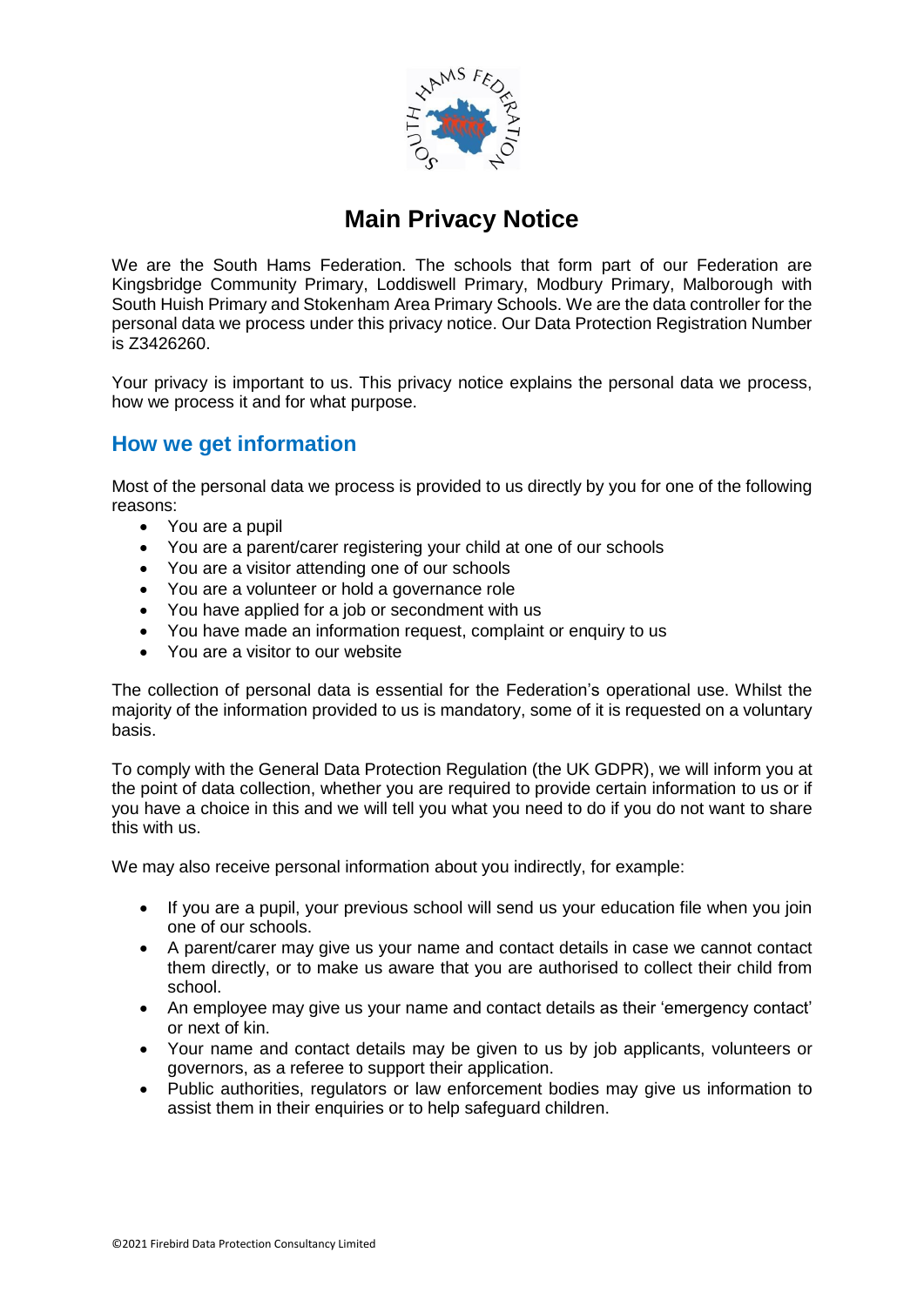# Main Privacy Notice

We are the South Hams Federation. The schools that form part of our Federation are Kingsbridge Community Primary, Loddiswell Primary, Modbury Primary, Malborough with South Huish Primary and Stokenham Area Primary Schools. We are the data controller for the personal data we process under this privacy notice. Our Data Protection Registration Number is Z3426260.

Your privacy is important to us. This privacy notice explains the personal data we process, how we process it and for what purpose.

## How we get information

Most of the personal data we process is provided to us directly by you for one of the following reasons:

- You are a pupil
- You are a parent/carer registering your child at one of our schools
- You are a visitor attending one of our schools
- You are a volunteer or hold a governance role
- You have applied for a job or secondment with us
- You have made an information request, complaint or enquiry to us
- You are a visitor to our website

The collection of personal data is essential for the Federation's operational use. Whilst the majority of the information provided to us is mandatory, some of it is requested on a voluntary basis.

To comply with the General Data Protection Regulation (the UK GDPR), we will inform you at the point of data collection, whether you are required to provide certain information to us or if you have a choice in this and we will tell you what you need to do if you do not want to share this with us.

We may also receive personal information about you indirectly, for example:

- If you are a pupil, your previous school will send us your education file when you join one of our schools.
- A parent/carer may give us your name and contact details in case we cannot contact them directly, or to make us aware that you are authorised to collect their child from school.
- An employee may give us your name and contact details as their 'emergency contact' or next of kin.
- Your name and contact details may be given to us by job applicants, volunteers or governors, as a referee to support their application.
- Public authorities, regulators or law enforcement bodies may give us information to assist them in their enquiries or to help safeguard children.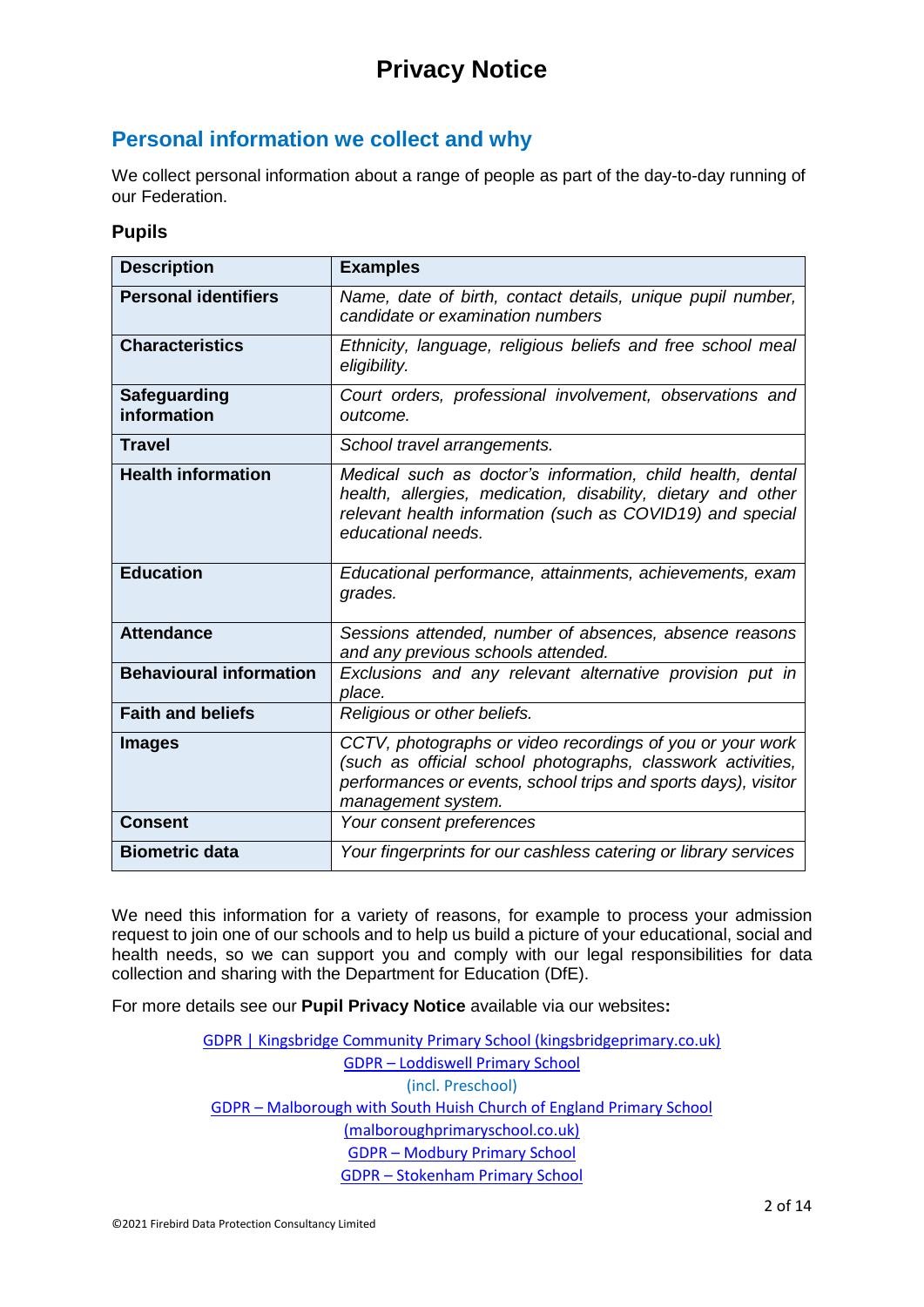# Privacy Notice

## Personal information we collect and why

We collect personal information about a range of people as part of the day-to-day running of our Federation.

### Pupils

| Description | Examples |
|---|---|
| **Personal identifiers** | *Name, date of birth, contact details, unique pupil number, candidate or examination numbers* |
| **Characteristics** | *Ethnicity, language, religious beliefs and free school meal eligibility.* |
| **Safeguarding information** | *Court orders, professional involvement, observations and outcome.* |
| **Travel** | *School travel arrangements.* |
| **Health information** | *Medical such as doctor's information, child health, dental health, allergies, medication, disability, dietary and other relevant health information (such as COVID19) and special educational needs.* |
| **Education** | *Educational performance, attainments, achievements, exam grades.* |
| **Attendance** | *Sessions attended, number of absences, absence reasons and any previous schools attended.* |
| **Behavioural information** | *Exclusions and any relevant alternative provision put in place.* |
| **Faith and beliefs** | *Religious or other beliefs.* |
| **Images** | *CCTV, photographs or video recordings of you or your work (such as official school photographs, classwork activities, performances or events, school trips and sports days), visitor management system.* |
| **Consent** | *Your consent preferences* |
| **Biometric data** | *Your fingerprints for our cashless catering or library services* |

We need this information for a variety of reasons, for example to process your admission request to join one of our schools and to help us build a picture of your educational, social and health needs, so we can support you and comply with our legal responsibilities for data collection and sharing with the Department for Education (DfE).

For more details see our **Pupil Privacy Notice** available via our websites**:**

GDPR | Kingsbridge Community Primary School (kingsbridgeprimary.co.uk)
GDPR – Loddiswell Primary School
(incl. Preschool)
GDPR – Malborough with South Huish Church of England Primary School (malboroughprimaryschool.co.uk)
GDPR – Modbury Primary School
GDPR – Stokenham Primary School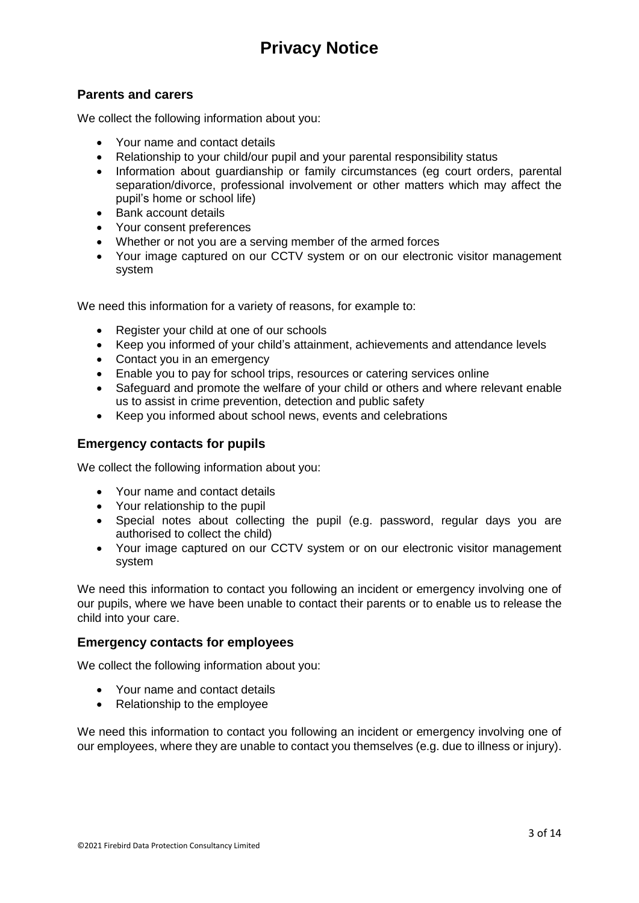# Privacy Notice

## Parents and carers

We collect the following information about you:

- Your name and contact details
- Relationship to your child/our pupil and your parental responsibility status
- Information about guardianship or family circumstances (eg court orders, parental separation/divorce, professional involvement or other matters which may affect the pupil's home or school life)
- Bank account details
- Your consent preferences
- Whether or not you are a serving member of the armed forces
- Your image captured on our CCTV system or on our electronic visitor management system

We need this information for a variety of reasons, for example to:

- Register your child at one of our schools
- Keep you informed of your child's attainment, achievements and attendance levels
- Contact you in an emergency
- Enable you to pay for school trips, resources or catering services online
- Safeguard and promote the welfare of your child or others and where relevant enable us to assist in crime prevention, detection and public safety
- Keep you informed about school news, events and celebrations

## Emergency contacts for pupils

We collect the following information about you:

- Your name and contact details
- Your relationship to the pupil
- Special notes about collecting the pupil (e.g. password, regular days you are authorised to collect the child)
- Your image captured on our CCTV system or on our electronic visitor management system

We need this information to contact you following an incident or emergency involving one of our pupils, where we have been unable to contact their parents or to enable us to release the child into your care.

## Emergency contacts for employees

We collect the following information about you:

- Your name and contact details
- Relationship to the employee

We need this information to contact you following an incident or emergency involving one of our employees, where they are unable to contact you themselves (e.g. due to illness or injury).

©2021 Firebird Data Protection Consultancy Limited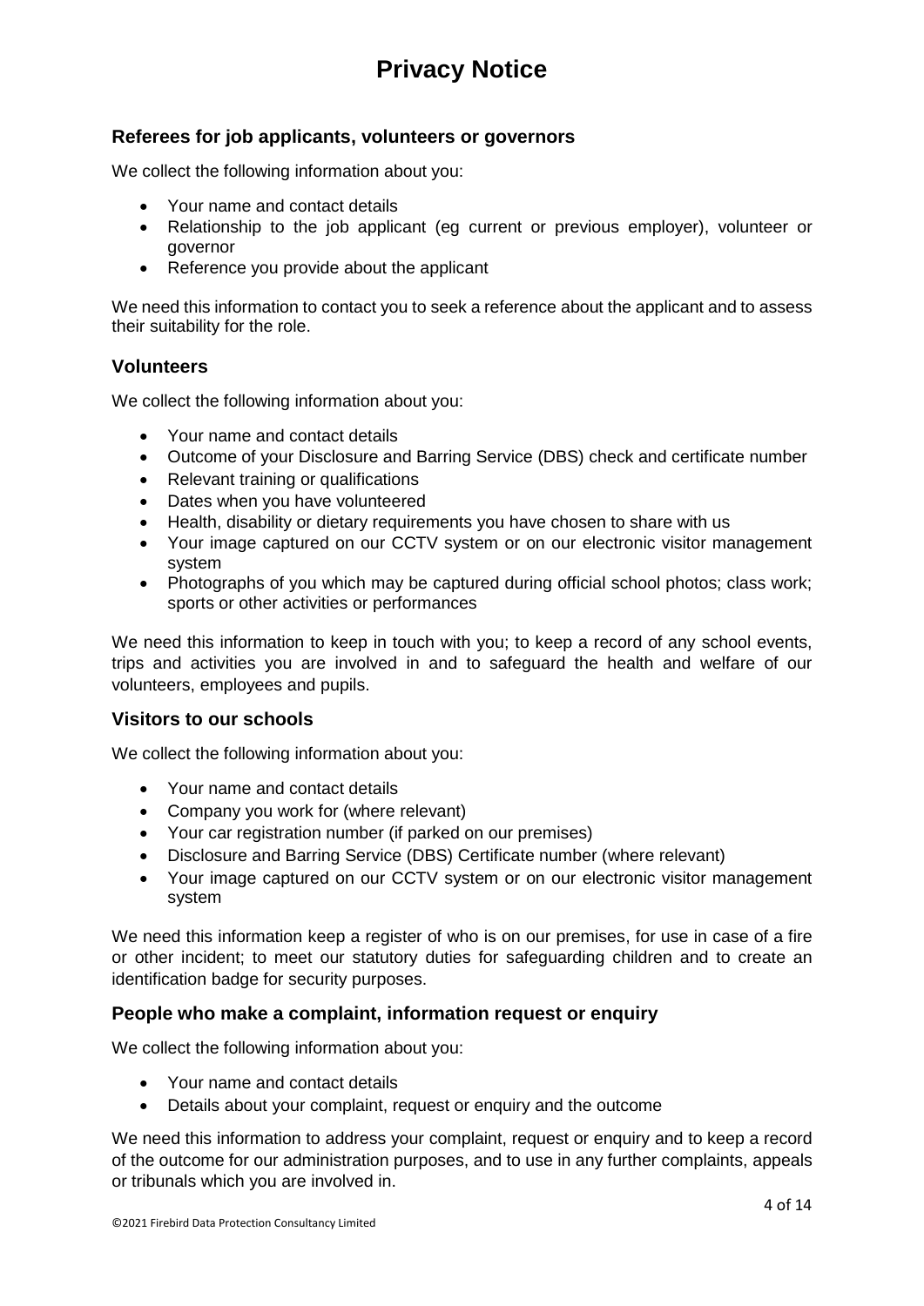# Privacy Notice

## Referees for job applicants, volunteers or governors

We collect the following information about you:

- Your name and contact details
- Relationship to the job applicant (eg current or previous employer), volunteer or governor
- Reference you provide about the applicant

We need this information to contact you to seek a reference about the applicant and to assess their suitability for the role.

## Volunteers

We collect the following information about you:

- Your name and contact details
- Outcome of your Disclosure and Barring Service (DBS) check and certificate number
- Relevant training or qualifications
- Dates when you have volunteered
- Health, disability or dietary requirements you have chosen to share with us
- Your image captured on our CCTV system or on our electronic visitor management system
- Photographs of you which may be captured during official school photos; class work; sports or other activities or performances

We need this information to keep in touch with you; to keep a record of any school events, trips and activities you are involved in and to safeguard the health and welfare of our volunteers, employees and pupils.

## Visitors to our schools

We collect the following information about you:

- Your name and contact details
- Company you work for (where relevant)
- Your car registration number (if parked on our premises)
- Disclosure and Barring Service (DBS) Certificate number (where relevant)
- Your image captured on our CCTV system or on our electronic visitor management system

We need this information keep a register of who is on our premises, for use in case of a fire or other incident; to meet our statutory duties for safeguarding children and to create an identification badge for security purposes.

## People who make a complaint, information request or enquiry

We collect the following information about you:

- Your name and contact details
- Details about your complaint, request or enquiry and the outcome

We need this information to address your complaint, request or enquiry and to keep a record of the outcome for our administration purposes, and to use in any further complaints, appeals or tribunals which you are involved in.

©2021 Firebird Data Protection Consultancy Limited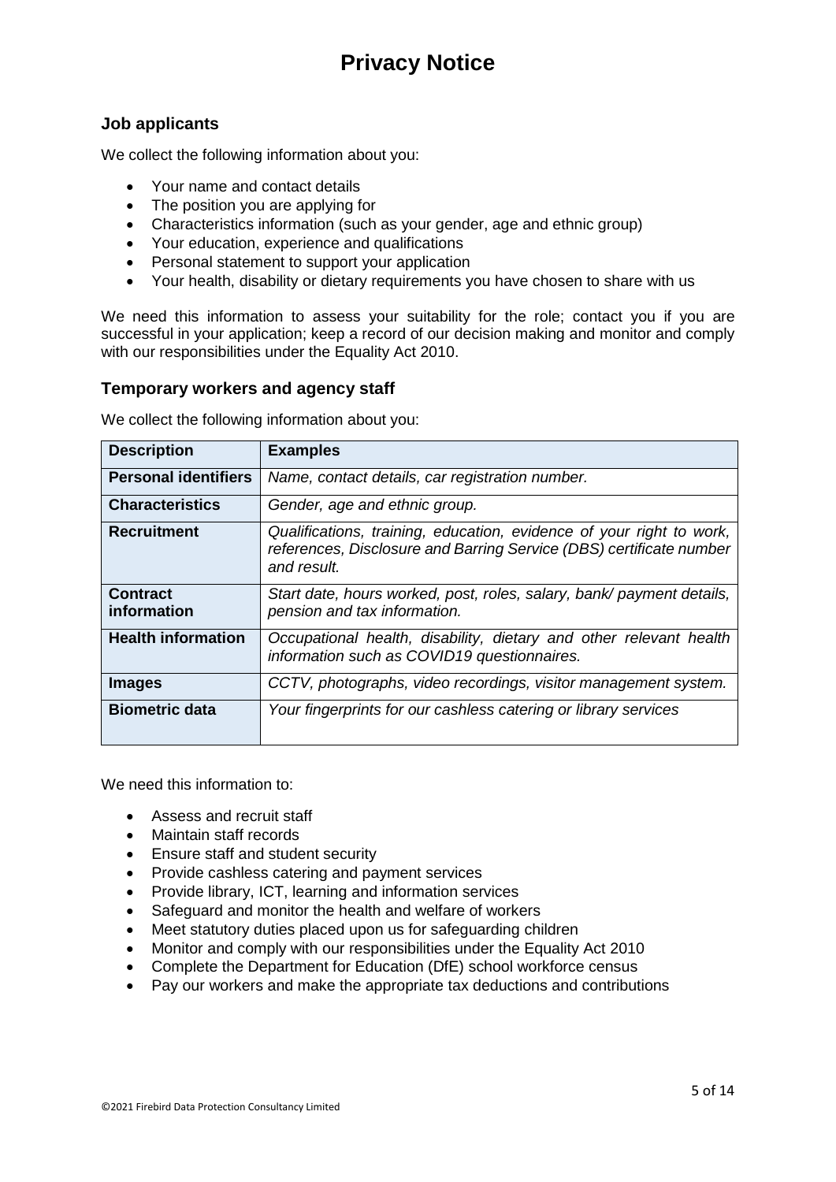# Privacy Notice

## Job applicants

We collect the following information about you:

- Your name and contact details
- The position you are applying for
- Characteristics information (such as your gender, age and ethnic group)
- Your education, experience and qualifications
- Personal statement to support your application
- Your health, disability or dietary requirements you have chosen to share with us

We need this information to assess your suitability for the role; contact you if you are successful in your application; keep a record of our decision making and monitor and comply with our responsibilities under the Equality Act 2010.

## Temporary workers and agency staff

We collect the following information about you:

| Description | Examples |
|---|---|
| **Personal identifiers** | *Name, contact details, car registration number.* |
| **Characteristics** | *Gender, age and ethnic group.* |
| **Recruitment** | *Qualifications, training, education, evidence of your right to work, references, Disclosure and Barring Service (DBS) certificate number and result.* |
| **Contract information** | *Start date, hours worked, post, roles, salary, bank/ payment details, pension and tax information.* |
| **Health information** | *Occupational health, disability, dietary and other relevant health information such as COVID19 questionnaires.* |
| **Images** | *CCTV, photographs, video recordings, visitor management system.* |
| **Biometric data** | *Your fingerprints for our cashless catering or library services* |

We need this information to:

- Assess and recruit staff
- Maintain staff records
- Ensure staff and student security
- Provide cashless catering and payment services
- Provide library, ICT, learning and information services
- Safeguard and monitor the health and welfare of workers
- Meet statutory duties placed upon us for safeguarding children
- Monitor and comply with our responsibilities under the Equality Act 2010
- Complete the Department for Education (DfE) school workforce census
- Pay our workers and make the appropriate tax deductions and contributions

©2021 Firebird Data Protection Consultancy Limited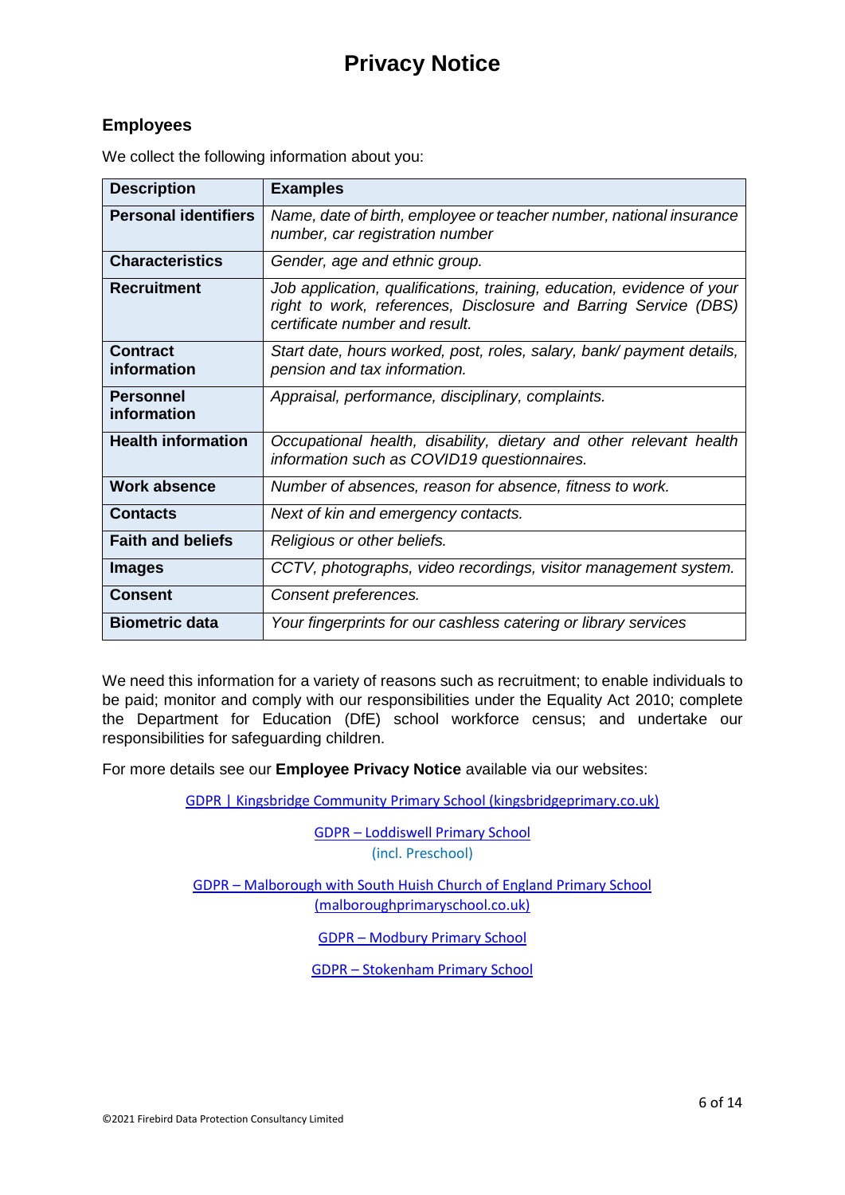# Privacy Notice

## Employees

We collect the following information about you:

| Description | Examples |
|---|---|
| **Personal identifiers** | *Name, date of birth, employee or teacher number, national insurance number, car registration number* |
| **Characteristics** | *Gender, age and ethnic group.* |
| **Recruitment** | *Job application, qualifications, training, education, evidence of your right to work, references, Disclosure and Barring Service (DBS) certificate number and result.* |
| **Contract information** | *Start date, hours worked, post, roles, salary, bank/ payment details, pension and tax information.* |
| **Personnel information** | *Appraisal, performance, disciplinary, complaints.* |
| **Health information** | *Occupational health, disability, dietary and other relevant health information such as COVID19 questionnaires.* |
| **Work absence** | *Number of absences, reason for absence, fitness to work.* |
| **Contacts** | *Next of kin and emergency contacts.* |
| **Faith and beliefs** | *Religious or other beliefs.* |
| **Images** | *CCTV, photographs, video recordings, visitor management system.* |
| **Consent** | *Consent preferences.* |
| **Biometric data** | *Your fingerprints for our cashless catering or library services* |

We need this information for a variety of reasons such as recruitment; to enable individuals to be paid; monitor and comply with our responsibilities under the Equality Act 2010; complete the Department for Education (DfE) school workforce census; and undertake our responsibilities for safeguarding children.

For more details see our **Employee Privacy Notice** available via our websites:

GDPR | Kingsbridge Community Primary School (kingsbridgeprimary.co.uk)

GDPR – Loddiswell Primary School
(incl. Preschool)

GDPR – Malborough with South Huish Church of England Primary School (malboroughprimaryschool.co.uk)

GDPR – Modbury Primary School

GDPR – Stokenham Primary School

©2021 Firebird Data Protection Consultancy Limited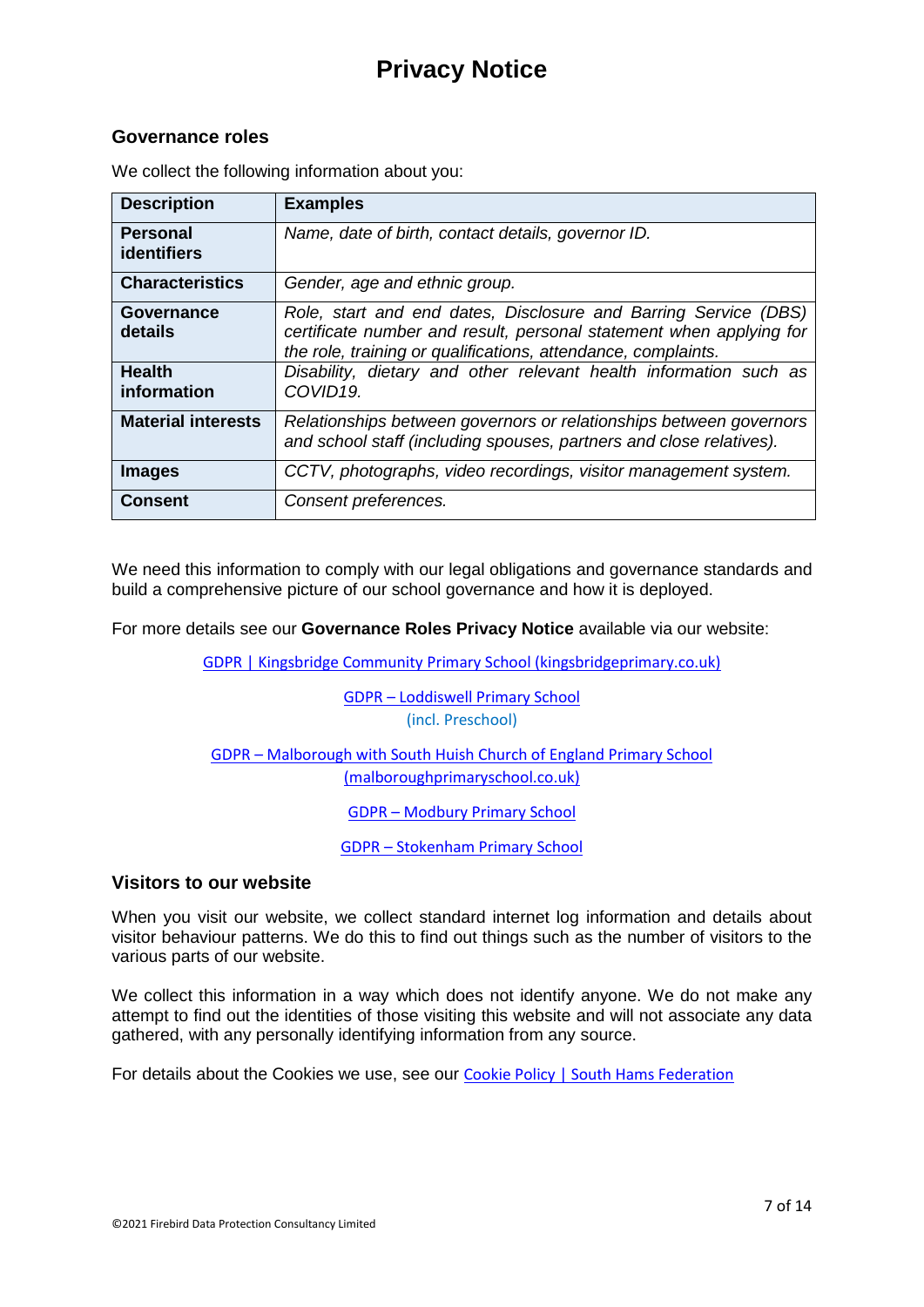# Privacy Notice

## Governance roles

We collect the following information about you:

| Description | Examples |
|---|---|
| **Personal identifiers** | *Name, date of birth, contact details, governor ID.* |
| **Characteristics** | *Gender, age and ethnic group.* |
| **Governance details** | *Role, start and end dates, Disclosure and Barring Service (DBS) certificate number and result, personal statement when applying for the role, training or qualifications, attendance, complaints.* |
| **Health information** | *Disability, dietary and other relevant health information such as COVID19.* |
| **Material interests** | *Relationships between governors or relationships between governors and school staff (including spouses, partners and close relatives).* |
| **Images** | *CCTV, photographs, video recordings, visitor management system.* |
| **Consent** | *Consent preferences.* |

We need this information to comply with our legal obligations and governance standards and build a comprehensive picture of our school governance and how it is deployed.

For more details see our **Governance Roles Privacy Notice** available via our website:

GDPR | Kingsbridge Community Primary School (kingsbridgeprimary.co.uk)

GDPR – Loddiswell Primary School
(incl. Preschool)

GDPR – Malborough with South Huish Church of England Primary School (malboroughprimaryschool.co.uk)

GDPR – Modbury Primary School

GDPR – Stokenham Primary School

## Visitors to our website

When you visit our website, we collect standard internet log information and details about visitor behaviour patterns. We do this to find out things such as the number of visitors to the various parts of our website.

We collect this information in a way which does not identify anyone. We do not make any attempt to find out the identities of those visiting this website and will not associate any data gathered, with any personally identifying information from any source.

For details about the Cookies we use, see our Cookie Policy | South Hams Federation

©2021 Firebird Data Protection Consultancy Limited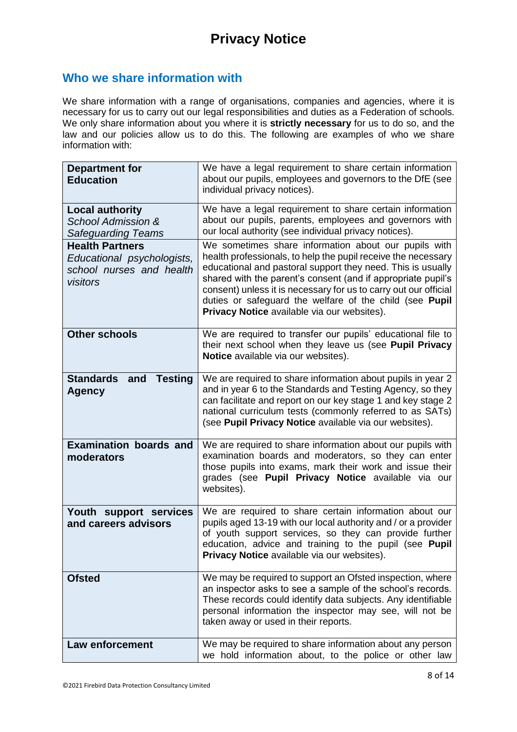# Privacy Notice

## Who we share information with

We share information with a range of organisations, companies and agencies, where it is necessary for us to carry out our legal responsibilities and duties as a Federation of schools. We only share information about you where it is **strictly necessary** for us to do so, and the law and our policies allow us to do this. The following are examples of who we share information with:

| | |
|---|---|
| **Department for Education** | We have a legal requirement to share certain information about our pupils, employees and governors to the DfE (see individual privacy notices). |
| **Local authority** *School Admission & Safeguarding Teams* | We have a legal requirement to share certain information about our pupils, parents, employees and governors with our local authority (see individual privacy notices). |
| **Health Partners** *Educational psychologists, school nurses and health visitors* | We sometimes share information about our pupils with health professionals, to help the pupil receive the necessary educational and pastoral support they need. This is usually shared with the parent's consent (and if appropriate pupil's consent) unless it is necessary for us to carry out our official duties or safeguard the welfare of the child (see **Pupil Privacy Notice** available via our websites). |
| **Other schools** | We are required to transfer our pupils' educational file to their next school when they leave us (see **Pupil Privacy Notice** available via our websites). |
| **Standards and Testing Agency** | We are required to share information about pupils in year 2 and in year 6 to the Standards and Testing Agency, so they can facilitate and report on our key stage 1 and key stage 2 national curriculum tests (commonly referred to as SATs) (see **Pupil Privacy Notice** available via our websites). |
| **Examination boards and moderators** | We are required to share information about our pupils with examination boards and moderators, so they can enter those pupils into exams, mark their work and issue their grades (see **Pupil Privacy Notice** available via our websites). |
| **Youth support services and careers advisors** | We are required to share certain information about our pupils aged 13-19 with our local authority and / or a provider of youth support services, so they can provide further education, advice and training to the pupil (see **Pupil Privacy Notice** available via our websites). |
| **Ofsted** | We may be required to support an Ofsted inspection, where an inspector asks to see a sample of the school's records. These records could identify data subjects. Any identifiable personal information the inspector may see, will not be taken away or used in their reports. |
| **Law enforcement** | We may be required to share information about any person we hold information about, to the police or other law |

©2021 Firebird Data Protection Consultancy Limited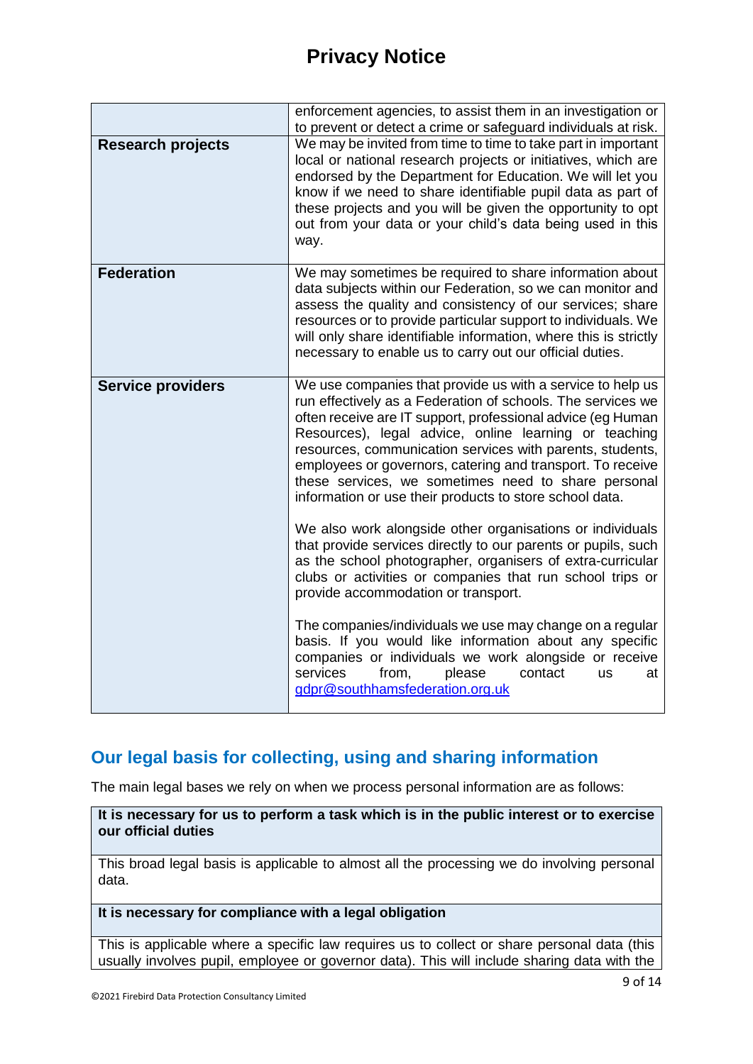| | |
|---|---|
| | enforcement agencies, to assist them in an investigation or to prevent or detect a crime or safeguard individuals at risk. |
| **Research projects** | We may be invited from time to time to take part in important local or national research projects or initiatives, which are endorsed by the Department for Education. We will let you know if we need to share identifiable pupil data as part of these projects and you will be given the opportunity to opt out from your data or your child's data being used in this way. |
| **Federation** | We may sometimes be required to share information about data subjects within our Federation, so we can monitor and assess the quality and consistency of our services; share resources or to provide particular support to individuals. We will only share identifiable information, where this is strictly necessary to enable us to carry out our official duties. |
| **Service providers** | We use companies that provide us with a service to help us run effectively as a Federation of schools. The services we often receive are IT support, professional advice (eg Human Resources), legal advice, online learning or teaching resources, communication services with parents, students, employees or governors, catering and transport. To receive these services, we sometimes need to share personal information or use their products to store school data.<br><br>We also work alongside other organisations or individuals that provide services directly to our parents or pupils, such as the school photographer, organisers of extra-curricular clubs or activities or companies that run school trips or provide accommodation or transport.<br><br>The companies/individuals we use may change on a regular basis. If you would like information about any specific companies or individuals we work alongside or receive services from, please contact us at gdpr@southhamsfederation.org.uk |

## Our legal basis for collecting, using and sharing information

The main legal bases we rely on when we process personal information are as follows:

| **It is necessary for us to perform a task which is in the public interest or to exercise our official duties** |
|---|
| This broad legal basis is applicable to almost all the processing we do involving personal data. |

| **It is necessary for compliance with a legal obligation** |
|---|
| This is applicable where a specific law requires us to collect or share personal data (this usually involves pupil, employee or governor data). This will include sharing data with the |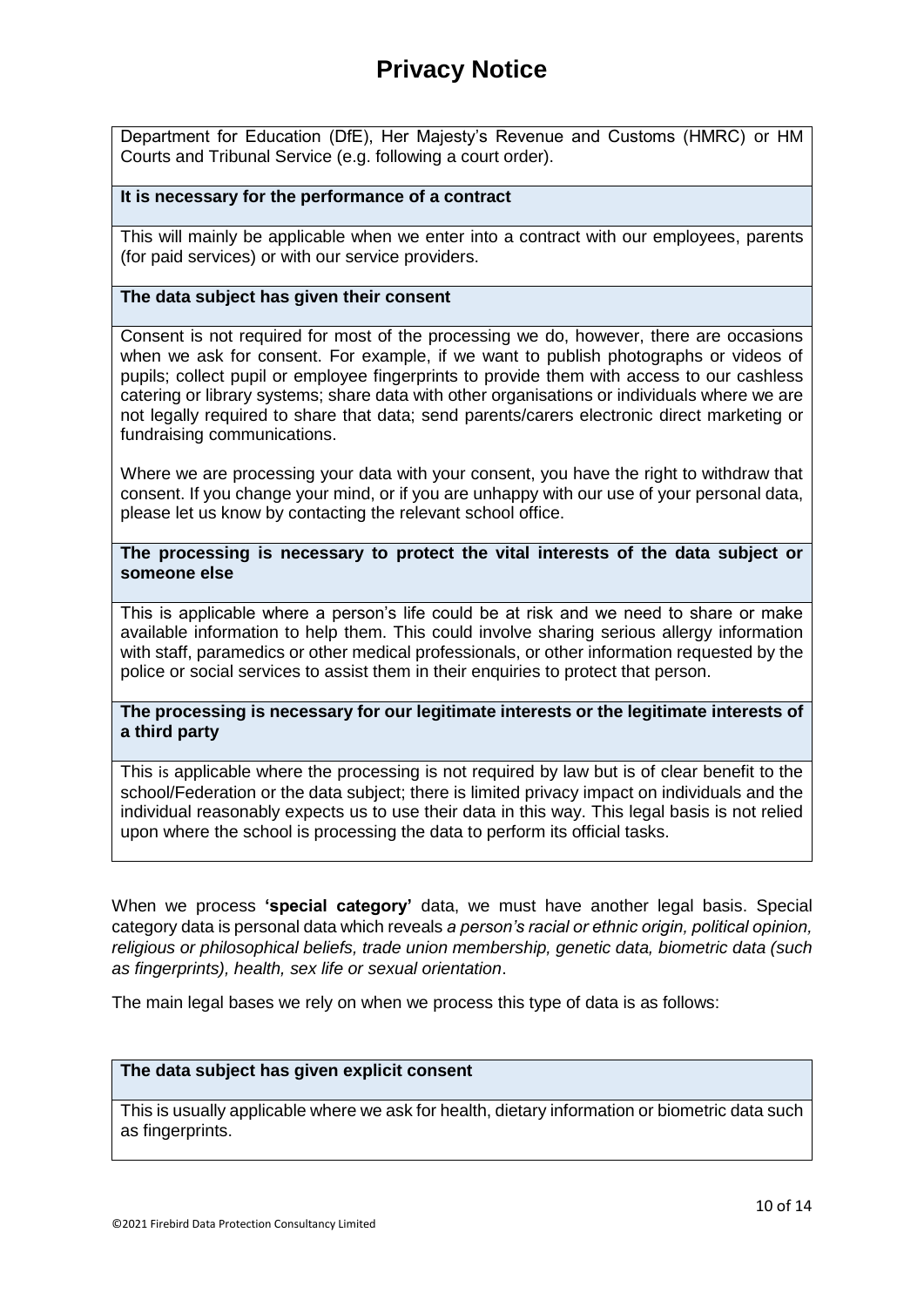Department for Education (DfE), Her Majesty's Revenue and Customs (HMRC) or HM Courts and Tribunal Service (e.g. following a court order).

**It is necessary for the performance of a contract**

This will mainly be applicable when we enter into a contract with our employees, parents (for paid services) or with our service providers.

**The data subject has given their consent**

Consent is not required for most of the processing we do, however, there are occasions when we ask for consent. For example, if we want to publish photographs or videos of pupils; collect pupil or employee fingerprints to provide them with access to our cashless catering or library systems; share data with other organisations or individuals where we are not legally required to share that data; send parents/carers electronic direct marketing or fundraising communications.

Where we are processing your data with your consent, you have the right to withdraw that consent. If you change your mind, or if you are unhappy with our use of your personal data, please let us know by contacting the relevant school office.

**The processing is necessary to protect the vital interests of the data subject or someone else**

This is applicable where a person's life could be at risk and we need to share or make available information to help them. This could involve sharing serious allergy information with staff, paramedics or other medical professionals, or other information requested by the police or social services to assist them in their enquiries to protect that person.

**The processing is necessary for our legitimate interests or the legitimate interests of a third party**

This is applicable where the processing is not required by law but is of clear benefit to the school/Federation or the data subject; there is limited privacy impact on individuals and the individual reasonably expects us to use their data in this way. This legal basis is not relied upon where the school is processing the data to perform its official tasks.

When we process **'special category'** data, we must have another legal basis. Special category data is personal data which reveals *a person's racial or ethnic origin, political opinion, religious or philosophical beliefs, trade union membership, genetic data, biometric data (such as fingerprints), health, sex life or sexual orientation*.

The main legal bases we rely on when we process this type of data is as follows:

**The data subject has given explicit consent**

This is usually applicable where we ask for health, dietary information or biometric data such as fingerprints.

©2021 Firebird Data Protection Consultancy Limited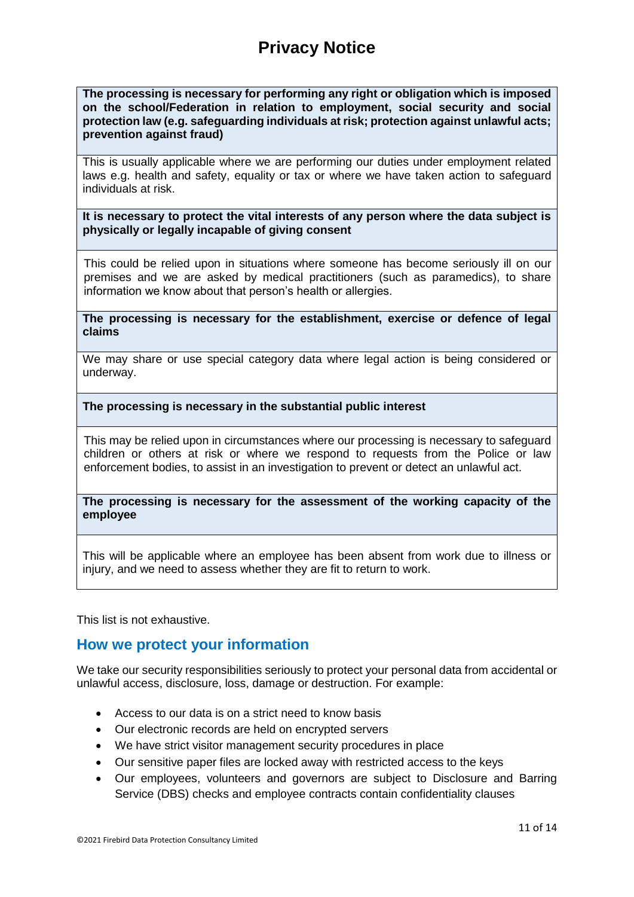# Privacy Notice

| **The processing is necessary for performing any right or obligation which is imposed on the school/Federation in relation to employment, social security and social protection law (e.g. safeguarding individuals at risk; protection against unlawful acts; prevention against fraud)** |
| --- |
| This is usually applicable where we are performing our duties under employment related laws e.g. health and safety, equality or tax or where we have taken action to safeguard individuals at risk. |
| **It is necessary to protect the vital interests of any person where the data subject is physically or legally incapable of giving consent** |
| This could be relied upon in situations where someone has become seriously ill on our premises and we are asked by medical practitioners (such as paramedics), to share information we know about that person's health or allergies. |
| **The processing is necessary for the establishment, exercise or defence of legal claims** |
| We may share or use special category data where legal action is being considered or underway. |
| **The processing is necessary in the substantial public interest** |
| This may be relied upon in circumstances where our processing is necessary to safeguard children or others at risk or where we respond to requests from the Police or law enforcement bodies, to assist in an investigation to prevent or detect an unlawful act. |
| **The processing is necessary for the assessment of the working capacity of the employee** |
| This will be applicable where an employee has been absent from work due to illness or injury, and we need to assess whether they are fit to return to work. |

This list is not exhaustive.

## How we protect your information

We take our security responsibilities seriously to protect your personal data from accidental or unlawful access, disclosure, loss, damage or destruction. For example:

- Access to our data is on a strict need to know basis
- Our electronic records are held on encrypted servers
- We have strict visitor management security procedures in place
- Our sensitive paper files are locked away with restricted access to the keys
- Our employees, volunteers and governors are subject to Disclosure and Barring Service (DBS) checks and employee contracts contain confidentiality clauses

©2021 Firebird Data Protection Consultancy Limited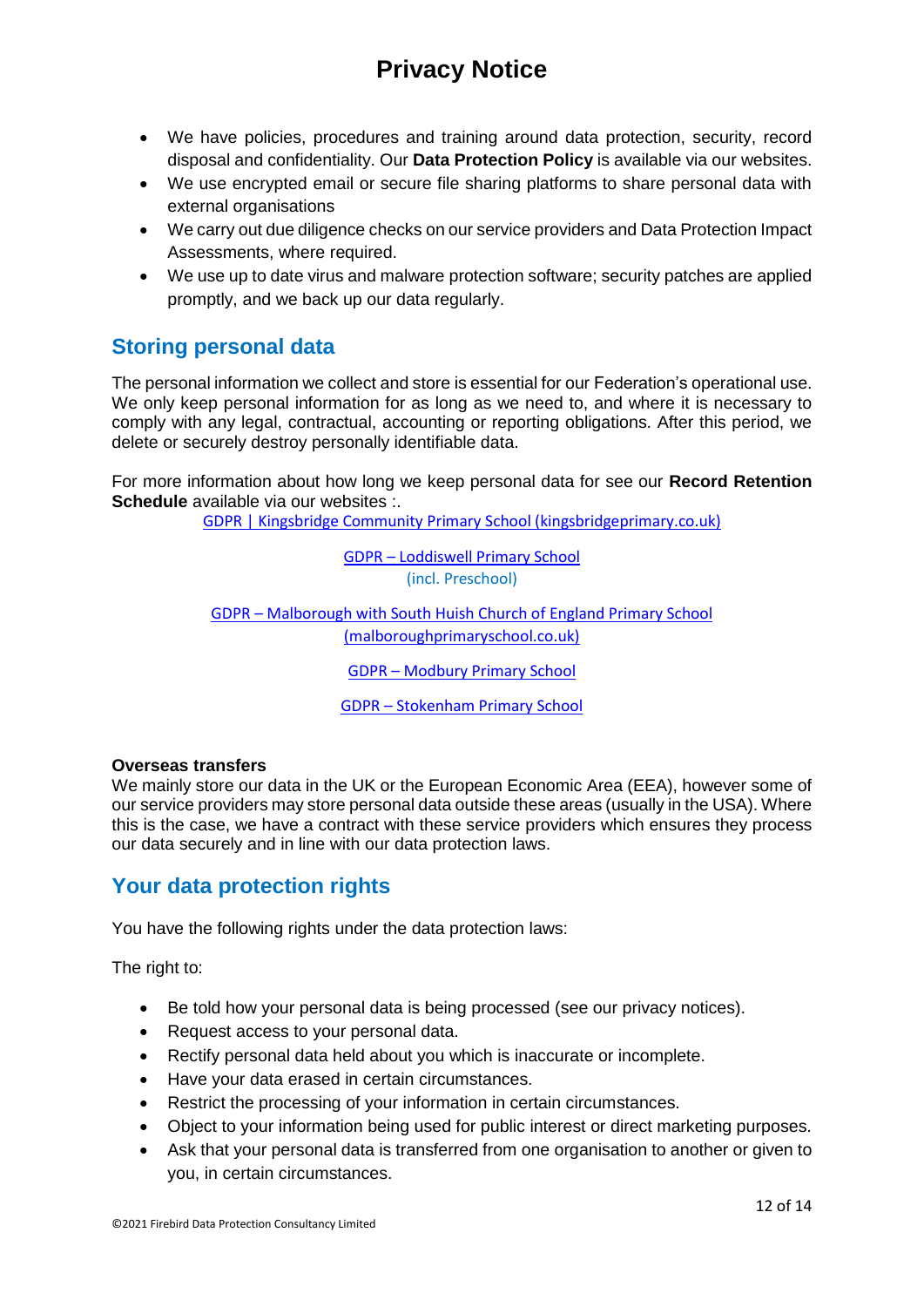- We have policies, procedures and training around data protection, security, record disposal and confidentiality. Our **Data Protection Policy** is available via our websites.
- We use encrypted email or secure file sharing platforms to share personal data with external organisations
- We carry out due diligence checks on our service providers and Data Protection Impact Assessments, where required.
- We use up to date virus and malware protection software; security patches are applied promptly, and we back up our data regularly.

## Storing personal data

The personal information we collect and store is essential for our Federation's operational use. We only keep personal information for as long as we need to, and where it is necessary to comply with any legal, contractual, accounting or reporting obligations. After this period, we delete or securely destroy personally identifiable data.

For more information about how long we keep personal data for see our **Record Retention Schedule** available via our websites :.

GDPR | Kingsbridge Community Primary School (kingsbridgeprimary.co.uk)

GDPR – Loddiswell Primary School
(incl. Preschool)

GDPR – Malborough with South Huish Church of England Primary School (malboroughprimaryschool.co.uk)

GDPR – Modbury Primary School

GDPR – Stokenham Primary School

**Overseas transfers**

We mainly store our data in the UK or the European Economic Area (EEA), however some of our service providers may store personal data outside these areas (usually in the USA). Where this is the case, we have a contract with these service providers which ensures they process our data securely and in line with our data protection laws.

## Your data protection rights

You have the following rights under the data protection laws:

The right to:

- Be told how your personal data is being processed (see our privacy notices).
- Request access to your personal data.
- Rectify personal data held about you which is inaccurate or incomplete.
- Have your data erased in certain circumstances.
- Restrict the processing of your information in certain circumstances.
- Object to your information being used for public interest or direct marketing purposes.
- Ask that your personal data is transferred from one organisation to another or given to you, in certain circumstances.

©2021 Firebird Data Protection Consultancy Limited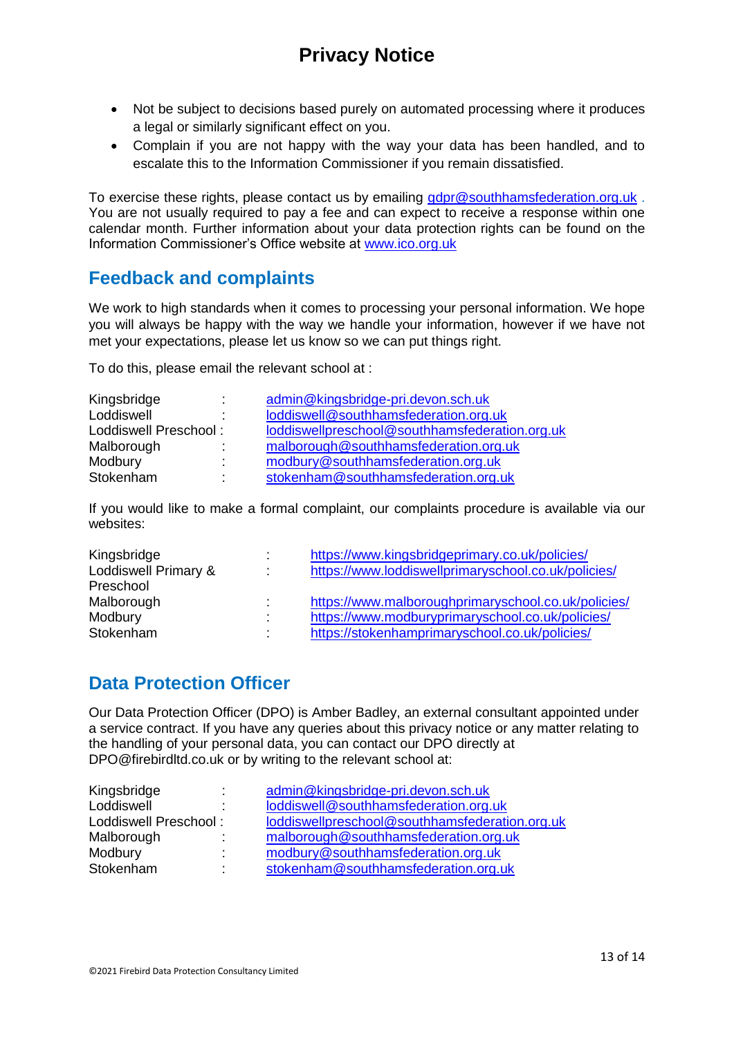# Privacy Notice

- Not be subject to decisions based purely on automated processing where it produces a legal or similarly significant effect on you.
- Complain if you are not happy with the way your data has been handled, and to escalate this to the Information Commissioner if you remain dissatisfied.

To exercise these rights, please contact us by emailing gdpr@southhamsfederation.org.uk . You are not usually required to pay a fee and can expect to receive a response within one calendar month. Further information about your data protection rights can be found on the Information Commissioner's Office website at www.ico.org.uk

## Feedback and complaints

We work to high standards when it comes to processing your personal information. We hope you will always be happy with the way we handle your information, however if we have not met your expectations, please let us know so we can put things right.

To do this, please email the relevant school at :

| | | |
|---|---|---|
| Kingsbridge | : | admin@kingsbridge-pri.devon.sch.uk |
| Loddiswell | : | loddiswell@southhamsfederation.org.uk |
| Loddiswell Preschool | : | loddiswellpreschool@southhamsfederation.org.uk |
| Malborough | : | malborough@southhamsfederation.org.uk |
| Modbury | : | modbury@southhamsfederation.org.uk |
| Stokenham | : | stokenham@southhamsfederation.org.uk |

If you would like to make a formal complaint, our complaints procedure is available via our websites:

| | | |
|---|---|---|
| Kingsbridge | : | https://www.kingsbridgeprimary.co.uk/policies/ |
| Loddiswell Primary & Preschool | : | https://www.loddiswellprimaryschool.co.uk/policies/ |
| Malborough | : | https://www.malboroughprimaryschool.co.uk/policies/ |
| Modbury | : | https://www.modburyprimaryschool.co.uk/policies/ |
| Stokenham | : | https://stokenhamprimaryschool.co.uk/policies/ |

## Data Protection Officer

Our Data Protection Officer (DPO) is Amber Badley, an external consultant appointed under a service contract. If you have any queries about this privacy notice or any matter relating to the handling of your personal data, you can contact our DPO directly at DPO@firebirdltd.co.uk or by writing to the relevant school at:

| | | |
|---|---|---|
| Kingsbridge | : | admin@kingsbridge-pri.devon.sch.uk |
| Loddiswell | : | loddiswell@southhamsfederation.org.uk |
| Loddiswell Preschool | : | loddiswellpreschool@southhamsfederation.org.uk |
| Malborough | : | malborough@southhamsfederation.org.uk |
| Modbury | : | modbury@southhamsfederation.org.uk |
| Stokenham | : | stokenham@southhamsfederation.org.uk |

©2021 Firebird Data Protection Consultancy Limited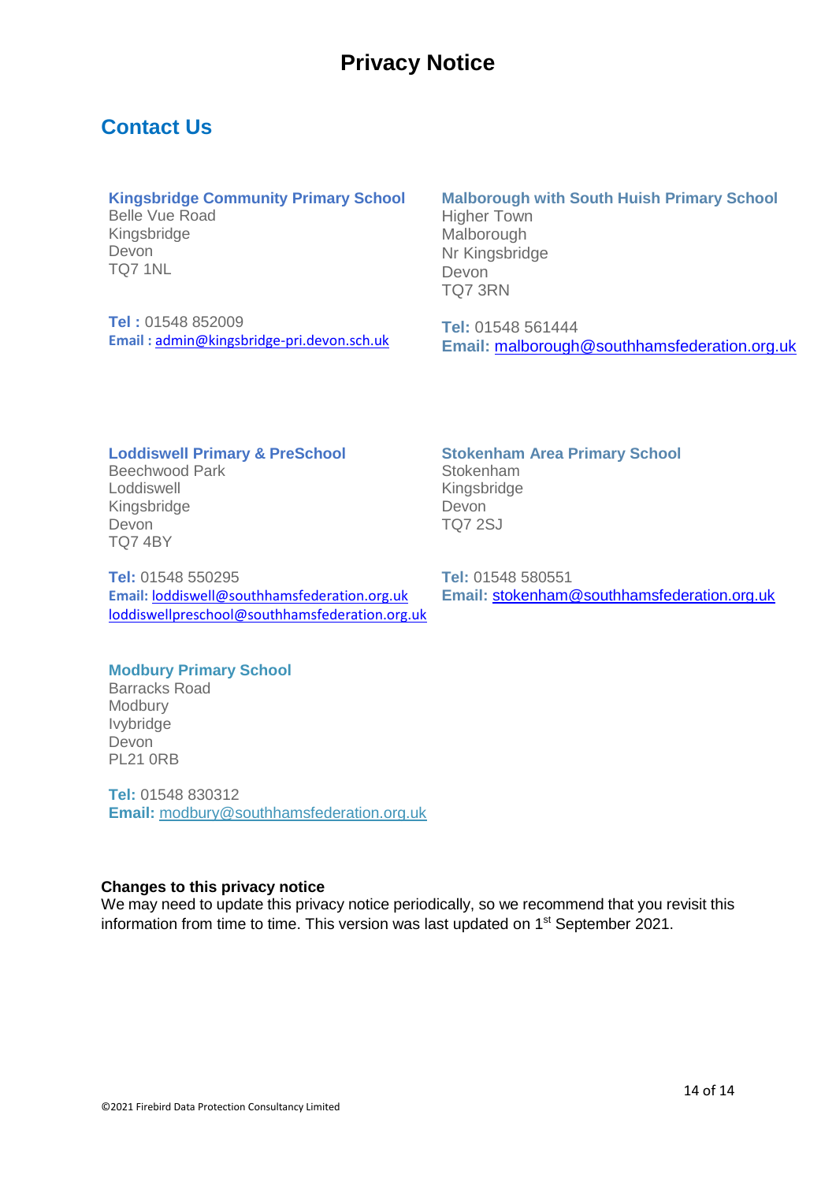# Privacy Notice

## Contact Us

**Kingsbridge Community Primary School**
Belle Vue Road
Kingsbridge
Devon
TQ7 1NL

**Tel :** 01548 852009
**Email :** admin@kingsbridge-pri.devon.sch.uk

**Malborough with South Huish Primary School**
Higher Town
Malborough
Nr Kingsbridge
Devon
TQ7 3RN

**Tel:** 01548 561444
**Email:** malborough@southhamsfederation.org.uk

**Loddiswell Primary & PreSchool**
Beechwood Park
Loddiswell
Kingsbridge
Devon
TQ7 4BY

**Tel:** 01548 550295
**Email:** loddiswell@southhamsfederation.org.uk
loddiswellpreschool@southhamsfederation.org.uk

**Stokenham Area Primary School**
Stokenham
Kingsbridge
Devon
TQ7 2SJ

**Tel:** 01548 580551
**Email:** stokenham@southhamsfederation.org.uk

**Modbury Primary School**
Barracks Road
Modbury
Ivybridge
Devon
PL21 0RB

**Tel:** 01548 830312
**Email:** modbury@southhamsfederation.org.uk

**Changes to this privacy notice**
We may need to update this privacy notice periodically, so we recommend that you revisit this information from time to time. This version was last updated on 1st September 2021.

©2021 Firebird Data Protection Consultancy Limited